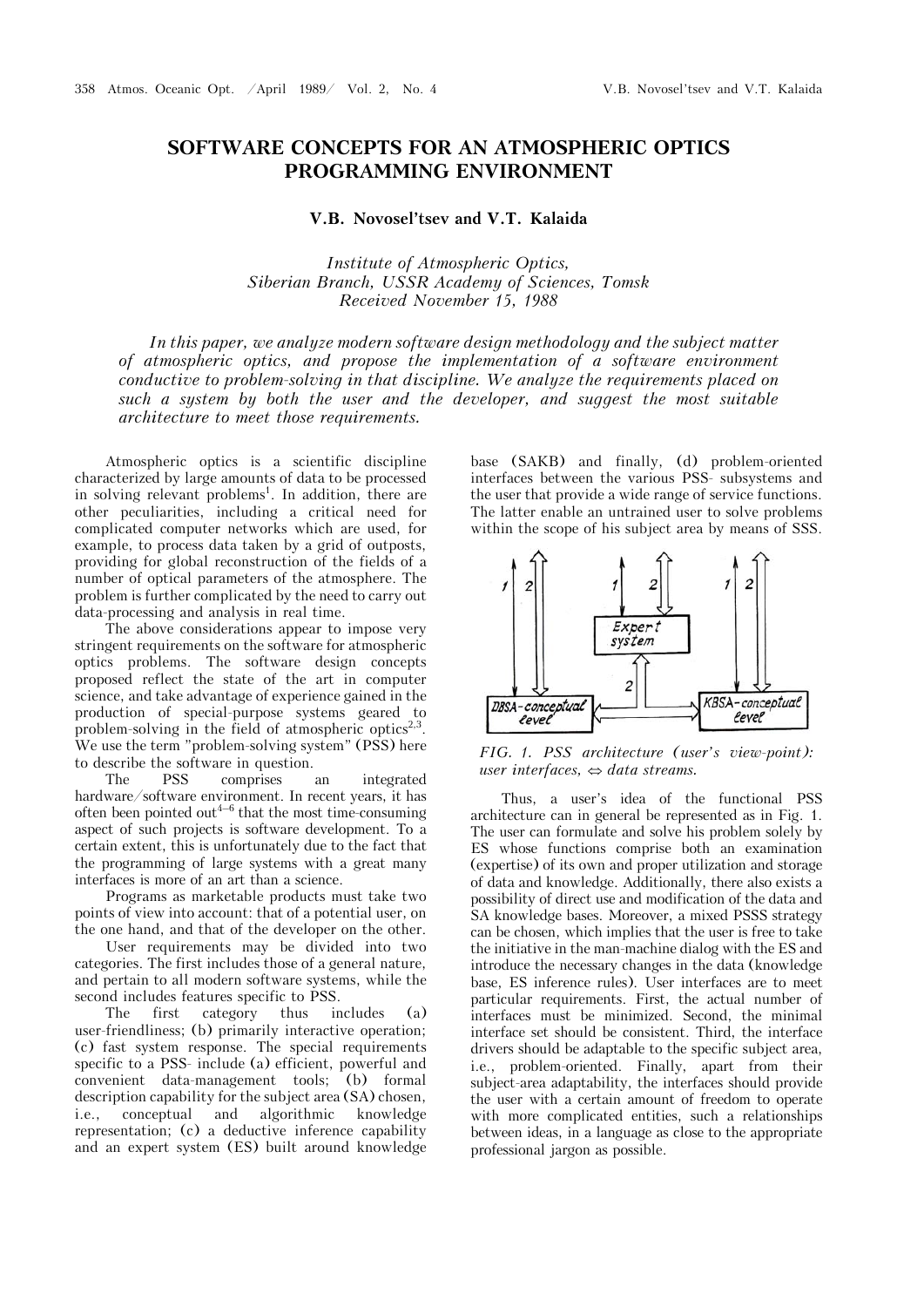# SOFTWARE CONCEPTS FOR AN ATMOSPHERIC OPTICS PROGRAMMING ENVIRONMENT

**V.B. Novosel'tsev and V.T. Kalaida**

*Institute of Atmospheric Optics,*
*Siberian Branch, USSR Academy of Sciences, Tomsk*
*Received November 15, 1988*

*In this paper, we analyze modern software design methodology and the subject matter of atmospheric optics, and propose the implementation of a software environment conductive to problem-solving in that discipline. We analyze the requirements placed on such a system by both the user and the developer, and suggest the most suitable architecture to meet those requirements.*

Atmospheric optics is a scientific discipline characterized by large amounts of data to be processed in solving relevant problems[1]. In addition, there are other peculiarities, including a critical need for complicated computer networks which are used, for example, to process data taken by a grid of outposts, providing for global reconstruction of the fields of a number of optical parameters of the atmosphere. The problem is further complicated by the need to carry out data-processing and analysis in real time.

The above considerations appear to impose very stringent requirements on the software for atmospheric optics problems. The software design concepts proposed reflect the state of the art in computer science, and take advantage of experience gained in the production of special-purpose systems geared to problem-solving in the field of atmospheric optics[2,3]. We use the term "problem-solving system" (PSS) here to describe the software in question.

The PSS comprises an integrated hardware/software environment. In recent years, it has often been pointed out[4–6] that the most time-consuming aspect of such projects is software development. To a certain extent, this is unfortunately due to the fact that the programming of large systems with a great many interfaces is more of an art than a science.

Programs as marketable products must take two points of view into account: that of a potential user, on the one hand, and that of the developer on the other.

User requirements may be divided into two categories. The first includes those of a general nature, and pertain to all modern software systems, while the second includes features specific to PSS.

The first category thus includes (a) user-friendliness; (b) primarily interactive operation; (c) fast system response. The special requirements specific to a PSS- include (a) efficient, powerful and convenient data-management tools; (b) formal description capability for the subject area (SA) chosen, i.e., conceptual and algorithmic knowledge representation; (c) a deductive inference capability and an expert system (ES) built around knowledge base (SAKB) and finally, (d) problem-oriented interfaces between the various PSS- subsystems and the user that provide a wide range of service functions. The latter enable an untrained user to solve problems within the scope of his subject area by means of SSS.

*FIG. 1. PSS architecture (user's view-point): user interfaces, ⇔ data streams.*

Thus, a user's idea of the functional PSS architecture can in general be represented as in Fig. 1. The user can formulate and solve his problem solely by ES whose functions comprise both an examination (expertise) of its own and proper utilization and storage of data and knowledge. Additionally, there also exists a possibility of direct use and modification of the data and SA knowledge bases. Moreover, a mixed PSSS strategy can be chosen, which implies that the user is free to take the initiative in the man-machine dialog with the ES and introduce the necessary changes in the data (knowledge base, ES inference rules). User interfaces are to meet particular requirements. First, the actual number of interfaces must be minimized. Second, the minimal interface set should be consistent. Third, the interface drivers should be adaptable to the specific subject area, i.e., problem-oriented. Finally, apart from their subject-area adaptability, the interfaces should provide the user with a certain amount of freedom to operate with more complicated entities, such a relationships between ideas, in a language as close to the appropriate professional jargon as possible.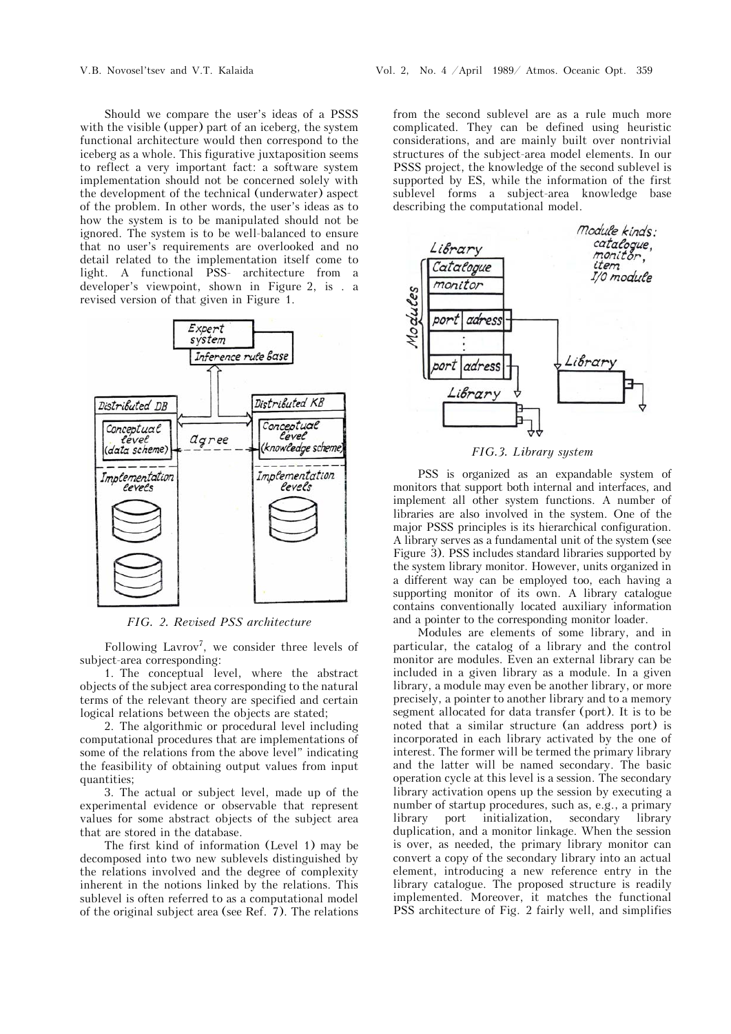Should we compare the user's ideas of a PSSS with the visible (upper) part of an iceberg, the system functional architecture would then correspond to the iceberg as a whole. This figurative juxtaposition seems to reflect a very important fact: a software system implementation should not be concerned solely with the development of the technical (underwater) aspect of the problem. In other words, the user's ideas as to how the system is to be manipulated should not be ignored. The system is to be well-balanced to ensure that no user's requirements are overlooked and no detail related to the implementation itself come to light. A functional PSS- architecture from a developer's viewpoint, shown in Figure 2, is . a revised version of that given in Figure 1.

*FIG. 2. Revised PSS architecture*

Following Lavrov[7], we consider three levels of subject-area corresponding:

1. The conceptual level, where the abstract objects of the subject area corresponding to the natural terms of the relevant theory are specified and certain logical relations between the objects are stated;

2. The algorithmic or procedural level including computational procedures that are implementations of some of the relations from the above level" indicating the feasibility of obtaining output values from input quantities;

3. The actual or subject level, made up of the experimental evidence or observable that represent values for some abstract objects of the subject area that are stored in the database.

The first kind of information (Level 1) may be decomposed into two new sublevels distinguished by the relations involved and the degree of complexity inherent in the notions linked by the relations. This sublevel is often referred to as a computational model of the original subject area (see Ref. 7). The relations from the second sublevel are as a rule much more complicated. They can be defined using heuristic considerations, and are mainly built over nontrivial structures of the subject-area model elements. In our PSSS project, the knowledge of the second sublevel is supported by ES, while the information of the first sublevel forms a subject-area knowledge base describing the computational model.

*FIG. 3. Library system*

PSS is organized as an expandable system of monitors that support both internal and interfaces, and implement all other system functions. A number of libraries are also involved in the system. One of the major PSSS principles is its hierarchical configuration. A library serves as a fundamental unit of the system (see Figure 3). PSS includes standard libraries supported by the system library monitor. However, units organized in a different way can be employed too, each having a supporting monitor of its own. A library catalogue contains conventionally located auxiliary information and a pointer to the corresponding monitor loader.

Modules are elements of some library, and in particular, the catalog of a library and the control monitor are modules. Even an external library can be included in a given library as a module. In a given library, a module may even be another library, or more precisely, a pointer to another library and to a memory segment allocated for data transfer (port). It is to be noted that a similar structure (an address port) is incorporated in each library activated by the one of interest. The former will be termed the primary library and the latter will be named secondary. The basic operation cycle at this level is a session. The secondary library activation opens up the session by executing a number of startup procedures, such as, e.g., a primary library port initialization, secondary library duplication, and a monitor linkage. When the session is over, as needed, the primary library monitor can convert a copy of the secondary library into an actual element, introducing a new reference entry in the library catalogue. The proposed structure is readily implemented. Moreover, it matches the functional PSS architecture of Fig. 2 fairly well, and simplifies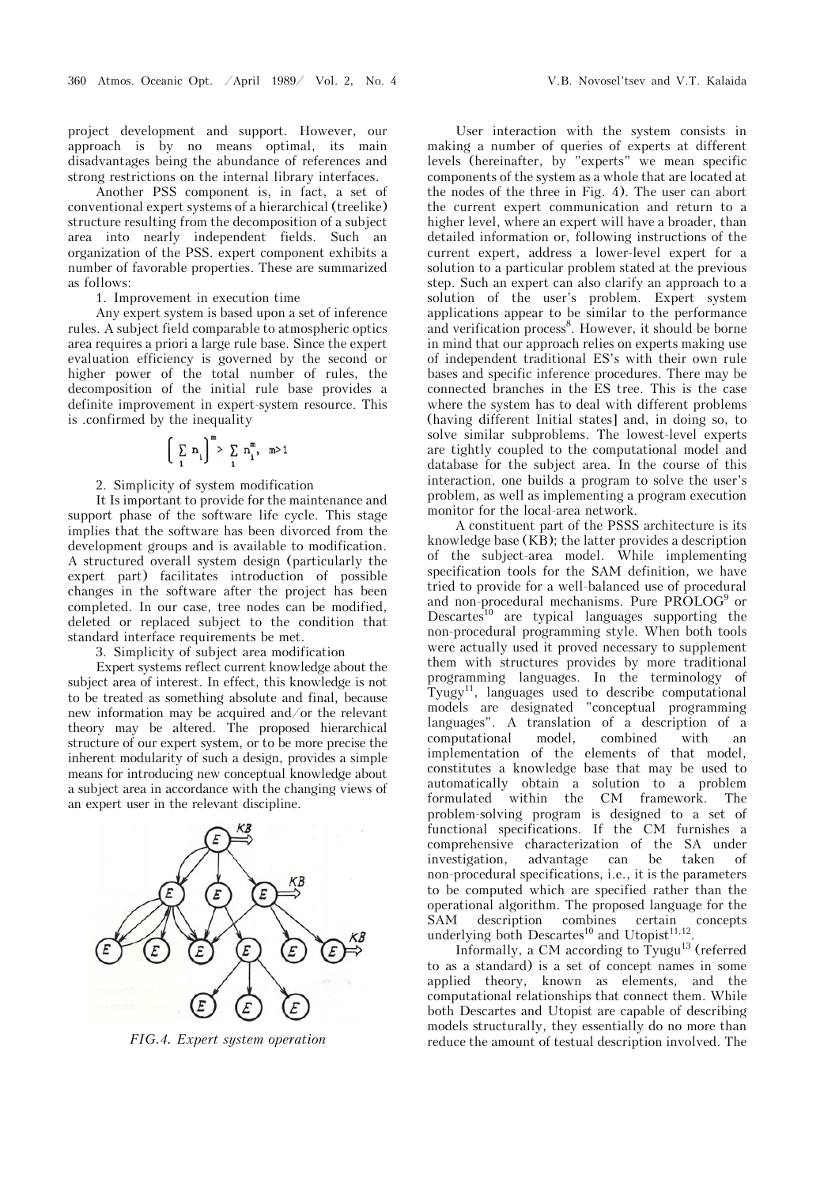project development and support. However, our approach is by no means optimal, its main disadvantages being the abundance of references and strong restrictions on the internal library interfaces.

Another PSS component is, in fact, a set of conventional expert systems of a hierarchical (treelike) structure resulting from the decomposition of a subject area into nearly independent fields. Such an organization of the PSS. expert component exhibits a number of favorable properties. These are summarized as follows:

1. Improvement in execution time

Any expert system is based upon a set of inference rules. A subject field comparable to atmospheric optics area requires a priori a large rule base. Since the expert evaluation efficiency is governed by the second or higher power of the total number of rules, the decomposition of the initial rule base provides a definite improvement in expert-system resource. This is .confirmed by the inequality

$$\left( \sum_i n_i \right)^m > \sum_i n_i^m, \quad m > 1$$

2. Simplicity of system modification

It Is important to provide for the maintenance and support phase of the software life cycle. This stage implies that the software has been divorced from the development groups and is available to modification. A structured overall system design (particularly the expert part) facilitates introduction of possible changes in the software after the project has been completed. In our case, tree nodes can be modified, deleted or replaced subject to the condition that standard interface requirements be met.

3. Simplicity of subject area modification

Expert systems reflect current knowledge about the subject area of interest. In effect, this knowledge is not to be treated as something absolute and final, because new information may be acquired and/or the relevant theory may be altered. The proposed hierarchical structure of our expert system, or to be more precise the inherent modularity of such a design, provides a simple means for introducing new conceptual knowledge about a subject area in accordance with the changing views of an expert user in the relevant discipline.

*FIG.4. Expert system operation*

User interaction with the system consists in making a number of queries of experts at different levels (hereinafter, by "experts" we mean specific components of the system as a whole that are located at the nodes of the three in Fig. 4). The user can abort the current expert communication and return to a higher level, where an expert will have a broader, than detailed information or, following instructions of the current expert, address a lower-level expert for a solution to a particular problem stated at the previous step. Such an expert can also clarify an approach to a solution of the user's problem. Expert system applications appear to be similar to the performance and verification process[8]. However, it should be borne in mind that our approach relies on experts making use of independent traditional ES's with their own rule bases and specific inference procedures. There may be connected branches in the ES tree. This is the case where the system has to deal with different problems (having different Initial states] and, in doing so, to solve similar subproblems. The lowest-level experts are tightly coupled to the computational model and database for the subject area. In the course of this interaction, one builds a program to solve the user's problem, as well as implementing a program execution monitor for the local-area network.

A constituent part of the PSSS architecture is its knowledge base (KB); the latter provides a description of the subject-area model. While implementing specification tools for the SAM definition, we have tried to provide for a well-balanced use of procedural and non-procedural mechanisms. Pure PROLOG[9] or Descartes[10] are typical languages supporting the non-procedural programming style. When both tools were actually used it proved necessary to supplement them with structures provides by more traditional programming languages. In the terminology of Tyugy[11], languages used to describe computational models are designated "conceptual programming languages". A translation of a description of a computational model, combined with an implementation of the elements of that model, constitutes a knowledge base that may be used to automatically obtain a solution to a problem formulated within the CM framework. The problem-solving program is designed to a set of functional specifications. If the CM furnishes a comprehensive characterization of the SA under investigation, advantage can be taken of non-procedural specifications, i.e., it is the parameters to be computed which are specified rather than the operational algorithm. The proposed language for the SAM description combines certain concepts underlying both Descartes[10] and Utopist[11,12].

Informally, a CM according to Tyugu[13] (referred to as a standard) is a set of concept names in some applied theory, known as elements, and the computational relationships that connect them. While both Descartes and Utopist are capable of describing models structurally, they essentially do no more than reduce the amount of testual description involved. The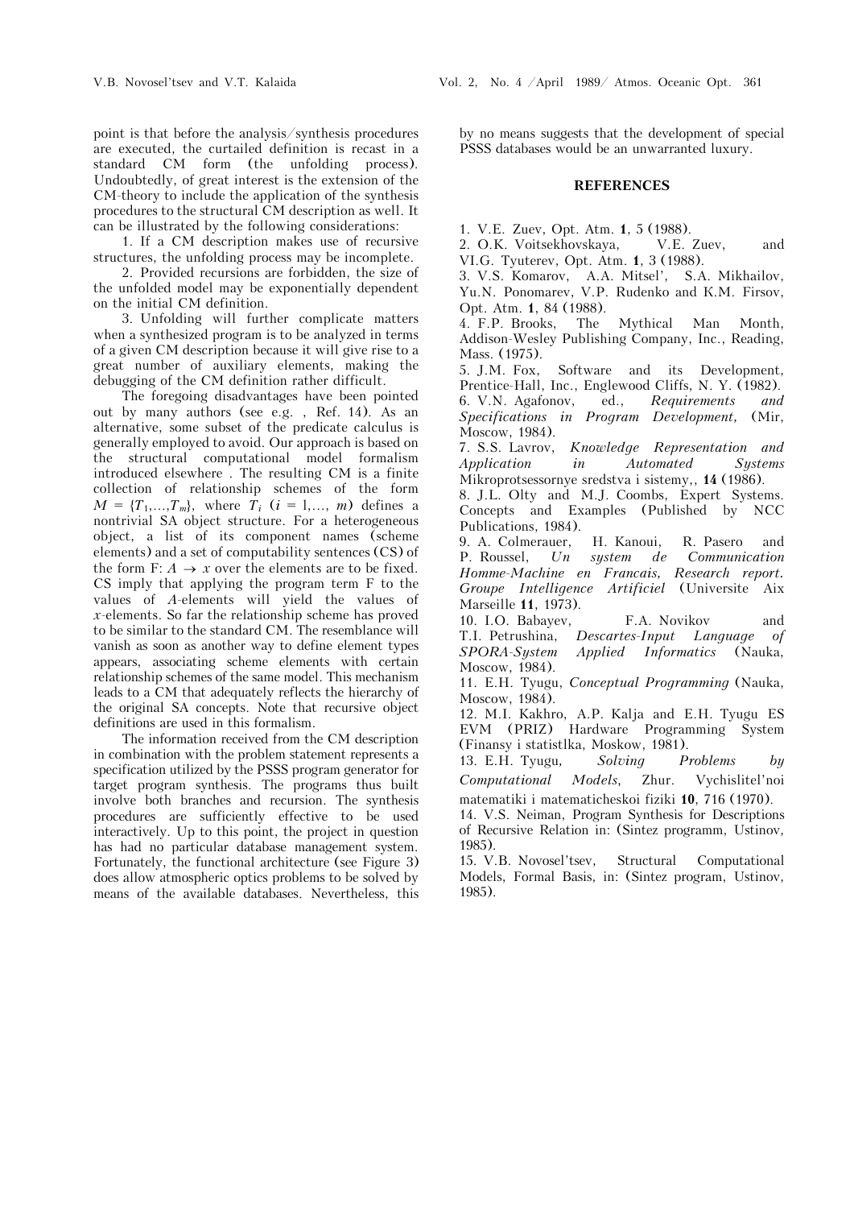point is that before the analysis/synthesis procedures are executed, the curtailed definition is recast in a standard CM form (the unfolding process). Undoubtedly, of great interest is the extension of the CM-theory to include the application of the synthesis procedures to the structural CM description as well. It can be illustrated by the following considerations:

1. If a CM description makes use of recursive structures, the unfolding process may be incomplete.

2. Provided recursions are forbidden, the size of the unfolded model may be exponentially dependent on the initial CM definition.

3. Unfolding will further complicate matters when a synthesized program is to be analyzed in terms of a given CM description because it will give rise to a great number of auxiliary elements, making the debugging of the CM definition rather difficult.

The foregoing disadvantages have been pointed out by many authors (see e.g. , Ref. 14). As an alternative, some subset of the predicate calculus is generally employed to avoid. Our approach is based on the structural computational model formalism introduced elsewhere . The resulting CM is a finite collection of relationship schemes of the form $M = \{T_1,...,T_m\}$, where $T_i$ $(i = 1,..., m)$ defines a nontrivial SA object structure. For a heterogeneous object, a list of its component names (scheme elements) and a set of computability sentences (CS) of the form F: $A \rightarrow x$ over the elements are to be fixed. CS imply that applying the program term F to the values of $A$-elements will yield the values of $x$-elements. So far the relationship scheme has proved to be similar to the standard CM. The resemblance will vanish as soon as another way to define element types appears, associating scheme elements with certain relationship schemes of the same model. This mechanism leads to a CM that adequately reflects the hierarchy of the original SA concepts. Note that recursive object definitions are used in this formalism.

The information received from the CM description in combination with the problem statement represents a specification utilized by the PSSS program generator for target program synthesis. The programs thus built involve both branches and recursion. The synthesis procedures are sufficiently effective to be used interactively. Up to this point, the project in question has had no particular database management system. Fortunately, the functional architecture (see Figure 3) does allow atmospheric optics problems to be solved by means of the available databases. Nevertheless, this by no means suggests that the development of special PSSS databases would be an unwarranted luxury.

## REFERENCES

1. V.E. Zuev, Opt. Atm. **1**, 5 (1988).
2. O.K. Voitsekhovskaya, V.E. Zuev, and Vl.G. Tyuterev, Opt. Atm. **1**, 3 (1988).
3. V.S. Komarov, A.A. Mitsel', S.A. Mikhailov, Yu.N. Ponomarev, V.P. Rudenko and K.M. Firsov, Opt. Atm. **1**, 84 (1988).
4. F.P. Brooks, The Mythical Man Month, Addison-Wesley Publishing Company, Inc., Reading, Mass. (1975).
5. J.M. Fox, Software and its Development, Prentice-Hall, Inc., Englewood Cliffs, N. Y. (1982).
6. V.N. Agafonov, ed., *Requirements and Specifications in Program Development,* (Mir, Moscow, 1984).
7. S.S. Lavrov, *Knowledge Representation and Application in Automated Systems* Mikroprotsessornye sredstva i sistemy,, **14** (1986).
8. J.L. Olty and M.J. Coombs, Expert Systems. Concepts and Examples (Published by NCC Publications, 1984).
9. A. Colmerauer, H. Kanoui, R. Pasero and P. Roussel, *Un system de Communication Homme-Machine en Francais, Research report. Groupe Intelligence Artificiel* (Universite Aix Marseille **11**, 1973).
10. I.O. Babayev, F.A. Novikov and T.I. Petrushina, *Descartes-Input Language of SPORA-System Applied Informatics* (Nauka, Moscow, 1984).
11. E.H. Tyugu, *Conceptual Programming* (Nauka, Moscow, 1984).
12. M.I. Kakhro, A.P. Kalja and E.H. Tyugu ES EVM (PRIZ) Hardware Programming System (Finansy i statistlka, Moskow, 1981).
13. E.H. Tyugu, *Solving Problems by Computational Models,* Zhur. Vychislitel'noi matematiki i matematicheskoi fiziki **10**, 716 (1970).
14. V.S. Neiman, Program Synthesis for Descriptions of Recursive Relation in: (Sintez programm, Ustinov, 1985).
15. V.B. Novosel'tsev, Structural Computational Models, Formal Basis, in: (Sintez program, Ustinov, 1985).